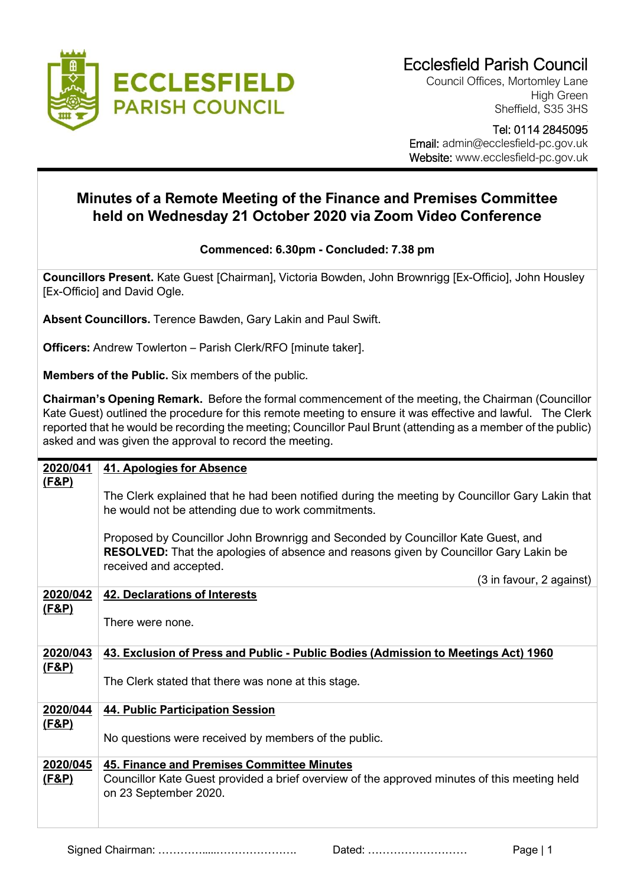Ecclesfield Parish Council
Council Offices, Mortomley Lane
High Green
Sheffield, S35 3HS

Tel: 0114 2845095
Email: admin@ecclesfield-pc.gov.uk
Website: www.ecclesfield-pc.gov.uk

# Minutes of a Remote Meeting of the Finance and Premises Committee held on Wednesday 21 October 2020 via Zoom Video Conference

**Commenced: 6.30pm - Concluded: 7.38 pm**

**Councillors Present.** Kate Guest [Chairman], Victoria Bowden, John Brownrigg [Ex-Officio], John Housley [Ex-Officio] and David Ogle.

**Absent Councillors.** Terence Bawden, Gary Lakin and Paul Swift.

**Officers:** Andrew Towlerton – Parish Clerk/RFO [minute taker].

**Members of the Public.** Six members of the public.

**Chairman's Opening Remark.** Before the formal commencement of the meeting, the Chairman (Councillor Kate Guest) outlined the procedure for this remote meeting to ensure it was effective and lawful. The Clerk reported that he would be recording the meeting; Councillor Paul Brunt (attending as a member of the public) asked and was given the approval to record the meeting.

| | |
|---|---|
| **2020/041 (F&P)** | **41. Apologies for Absence**<br><br>The Clerk explained that he had been notified during the meeting by Councillor Gary Lakin that he would not be attending due to work commitments.<br><br>Proposed by Councillor John Brownrigg and Seconded by Councillor Kate Guest, and **RESOLVED:** That the apologies of absence and reasons given by Councillor Gary Lakin be received and accepted.<br><br>(3 in favour, 2 against) |
| **2020/042 (F&P)** | **42. Declarations of Interests**<br><br>There were none. |
| **2020/043 (F&P)** | **43. Exclusion of Press and Public - Public Bodies (Admission to Meetings Act) 1960**<br><br>The Clerk stated that there was none at this stage. |
| **2020/044 (F&P)** | **44. Public Participation Session**<br><br>No questions were received by members of the public. |
| **2020/045 (F&P)** | **45. Finance and Premises Committee Minutes**<br>Councillor Kate Guest provided a brief overview of the approved minutes of this meeting held on 23 September 2020. |

Signed Chairman: ……………......…………………. Dated: ………………………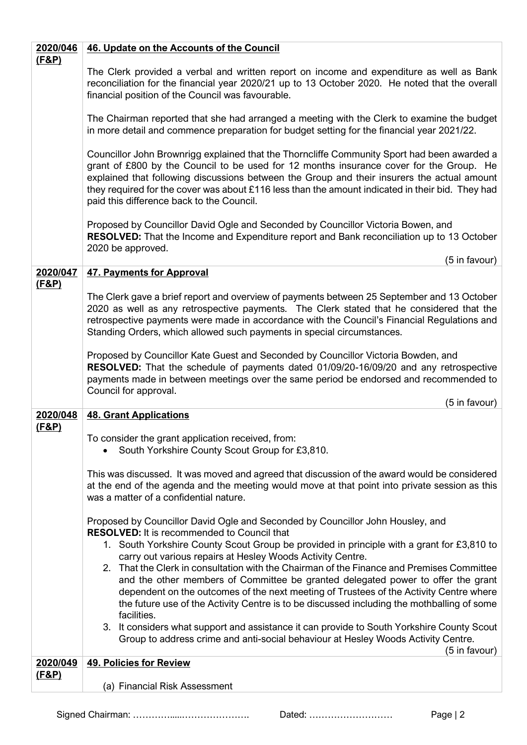| | |
|---|---|
| **2020/046 (F&P)** | **46. Update on the Accounts of the Council**<br><br>The Clerk provided a verbal and written report on income and expenditure as well as Bank reconciliation for the financial year 2020/21 up to 13 October 2020. He noted that the overall financial position of the Council was favourable.<br><br>The Chairman reported that she had arranged a meeting with the Clerk to examine the budget in more detail and commence preparation for budget setting for the financial year 2021/22.<br><br>Councillor John Brownrigg explained that the Thorncliffe Community Sport had been awarded a grant of £800 by the Council to be used for 12 months insurance cover for the Group. He explained that following discussions between the Group and their insurers the actual amount they required for the cover was about £116 less than the amount indicated in their bid. They had paid this difference back to the Council.<br><br>Proposed by Councillor David Ogle and Seconded by Councillor Victoria Bowen, and **RESOLVED:** That the Income and Expenditure report and Bank reconciliation up to 13 October 2020 be approved.<br><br>(5 in favour) |
| **2020/047 (F&P)** | **47. Payments for Approval**<br><br>The Clerk gave a brief report and overview of payments between 25 September and 13 October 2020 as well as any retrospective payments. The Clerk stated that he considered that the retrospective payments were made in accordance with the Council's Financial Regulations and Standing Orders, which allowed such payments in special circumstances.<br><br>Proposed by Councillor Kate Guest and Seconded by Councillor Victoria Bowden, and **RESOLVED:** That the schedule of payments dated 01/09/20-16/09/20 and any retrospective payments made in between meetings over the same period be endorsed and recommended to Council for approval.<br><br>(5 in favour) |
| **2020/048 (F&P)** | **48. Grant Applications**<br><br>To consider the grant application received, from:<br>• South Yorkshire County Scout Group for £3,810.<br><br>This was discussed. It was moved and agreed that discussion of the award would be considered at the end of the agenda and the meeting would move at that point into private session as this was a matter of a confidential nature.<br><br>Proposed by Councillor David Ogle and Seconded by Councillor John Housley, and **RESOLVED:** It is recommended to Council that<br>1. South Yorkshire County Scout Group be provided in principle with a grant for £3,810 to carry out various repairs at Hesley Woods Activity Centre.<br>2. That the Clerk in consultation with the Chairman of the Finance and Premises Committee and the other members of Committee be granted delegated power to offer the grant dependent on the outcomes of the next meeting of Trustees of the Activity Centre where the future use of the Activity Centre is to be discussed including the mothballing of some facilities.<br>3. It considers what support and assistance it can provide to South Yorkshire County Scout Group to address crime and anti-social behaviour at Hesley Woods Activity Centre.<br><br>(5 in favour) |
| **2020/049 (F&P)** | **49. Policies for Review**<br><br>(a) Financial Risk Assessment |

Signed Chairman: …………….....…………………. Dated: ………………………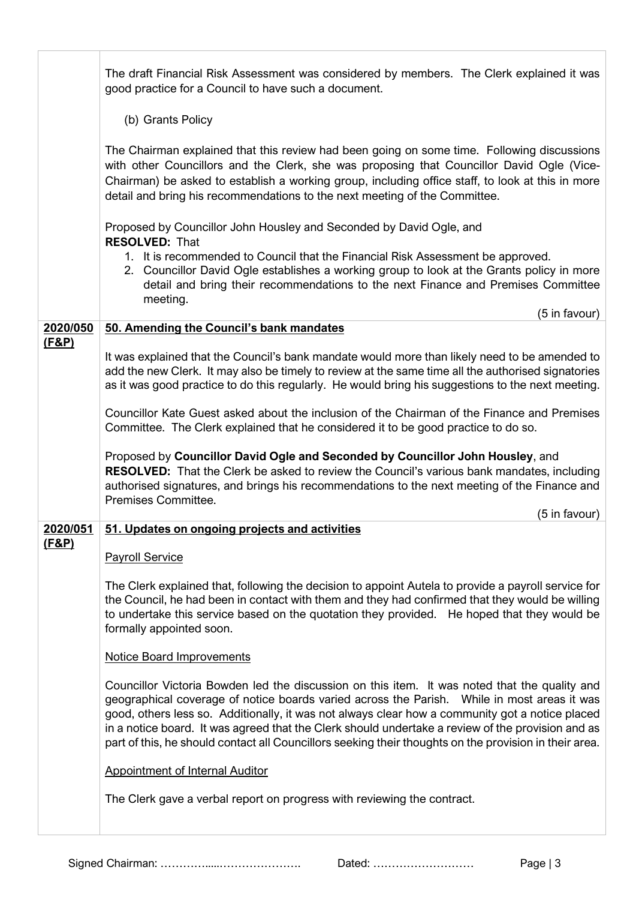| | |
|---|---|
| | The draft Financial Risk Assessment was considered by members. The Clerk explained it was good practice for a Council to have such a document.<br><br>(b) Grants Policy<br><br>The Chairman explained that this review had been going on some time. Following discussions with other Councillors and the Clerk, she was proposing that Councillor David Ogle (Vice-Chairman) be asked to establish a working group, including office staff, to look at this in more detail and bring his recommendations to the next meeting of the Committee.<br><br>Proposed by Councillor John Housley and Seconded by David Ogle, and<br>**RESOLVED:** That<br>1. It is recommended to Council that the Financial Risk Assessment be approved.<br>2. Councillor David Ogle establishes a working group to look at the Grants policy in more detail and bring their recommendations to the next Finance and Premises Committee meeting.<br><br>(5 in favour) |
| **2020/050 (F&P)** | **50. Amending the Council's bank mandates**<br><br>It was explained that the Council's bank mandate would more than likely need to be amended to add the new Clerk. It may also be timely to review at the same time all the authorised signatories as it was good practice to do this regularly. He would bring his suggestions to the next meeting.<br><br>Councillor Kate Guest asked about the inclusion of the Chairman of the Finance and Premises Committee. The Clerk explained that he considered it to be good practice to do so.<br><br>Proposed by **Councillor David Ogle and Seconded by Councillor John Housley**, and<br>**RESOLVED:** That the Clerk be asked to review the Council's various bank mandates, including authorised signatures, and brings his recommendations to the next meeting of the Finance and Premises Committee.<br><br>(5 in favour) |
| **2020/051 (F&P)** | **51. Updates on ongoing projects and activities**<br><br>Payroll Service<br><br>The Clerk explained that, following the decision to appoint Autela to provide a payroll service for the Council, he had been in contact with them and they had confirmed that they would be willing to undertake this service based on the quotation they provided. He hoped that they would be formally appointed soon.<br><br>Notice Board Improvements<br><br>Councillor Victoria Bowden led the discussion on this item. It was noted that the quality and geographical coverage of notice boards varied across the Parish. While in most areas it was good, others less so. Additionally, it was not always clear how a community got a notice placed in a notice board. It was agreed that the Clerk should undertake a review of the provision and as part of this, he should contact all Councillors seeking their thoughts on the provision in their area.<br><br>Appointment of Internal Auditor<br><br>The Clerk gave a verbal report on progress with reviewing the contract. |

Signed Chairman: ……………....…………………. Dated: ………………………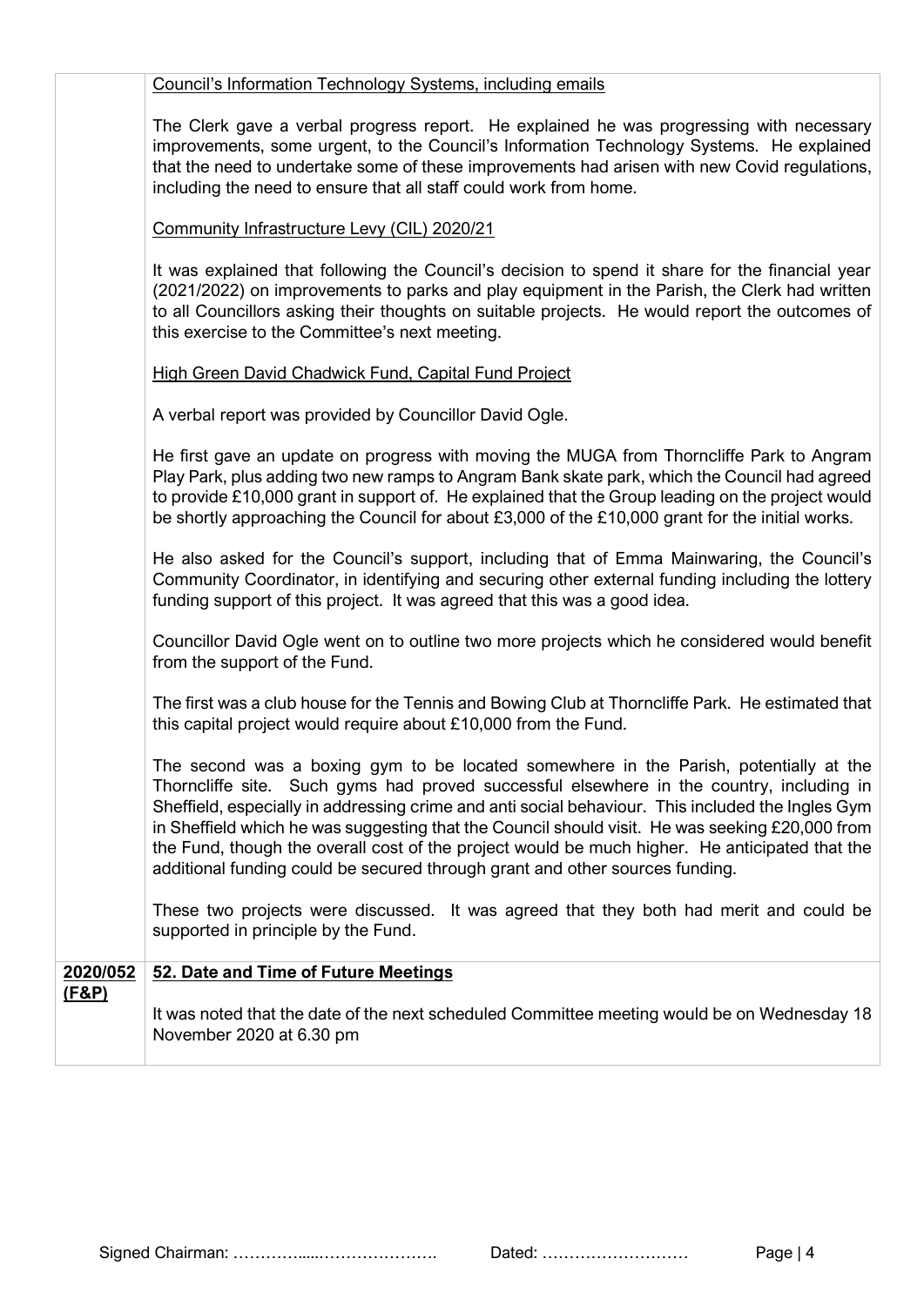| | |
|---|---|
| | <u>Council's Information Technology Systems, including emails</u><br><br>The Clerk gave a verbal progress report. He explained he was progressing with necessary improvements, some urgent, to the Council's Information Technology Systems. He explained that the need to undertake some of these improvements had arisen with new Covid regulations, including the need to ensure that all staff could work from home.<br><br><u>Community Infrastructure Levy (CIL) 2020/21</u><br><br>It was explained that following the Council's decision to spend it share for the financial year (2021/2022) on improvements to parks and play equipment in the Parish, the Clerk had written to all Councillors asking their thoughts on suitable projects. He would report the outcomes of this exercise to the Committee's next meeting.<br><br><u>High Green David Chadwick Fund, Capital Fund Project</u><br><br>A verbal report was provided by Councillor David Ogle.<br><br>He first gave an update on progress with moving the MUGA from Thorncliffe Park to Angram Play Park, plus adding two new ramps to Angram Bank skate park, which the Council had agreed to provide £10,000 grant in support of. He explained that the Group leading on the project would be shortly approaching the Council for about £3,000 of the £10,000 grant for the initial works.<br><br>He also asked for the Council's support, including that of Emma Mainwaring, the Council's Community Coordinator, in identifying and securing other external funding including the lottery funding support of this project. It was agreed that this was a good idea.<br><br>Councillor David Ogle went on to outline two more projects which he considered would benefit from the support of the Fund.<br><br>The first was a club house for the Tennis and Bowing Club at Thorncliffe Park. He estimated that this capital project would require about £10,000 from the Fund.<br><br>The second was a boxing gym to be located somewhere in the Parish, potentially at the Thorncliffe site. Such gyms had proved successful elsewhere in the country, including in Sheffield, especially in addressing crime and anti social behaviour. This included the Ingles Gym in Sheffield which he was suggesting that the Council should visit. He was seeking £20,000 from the Fund, though the overall cost of the project would be much higher. He anticipated that the additional funding could be secured through grant and other sources funding.<br><br>These two projects were discussed. It was agreed that they both had merit and could be supported in principle by the Fund. |
| **<u>2020/052 (F&P)</u>** | **<u>52. Date and Time of Future Meetings</u>**<br><br>It was noted that the date of the next scheduled Committee meeting would be on Wednesday 18 November 2020 at 6.30 pm |

Signed Chairman: …………....…………………. Dated: ………………………